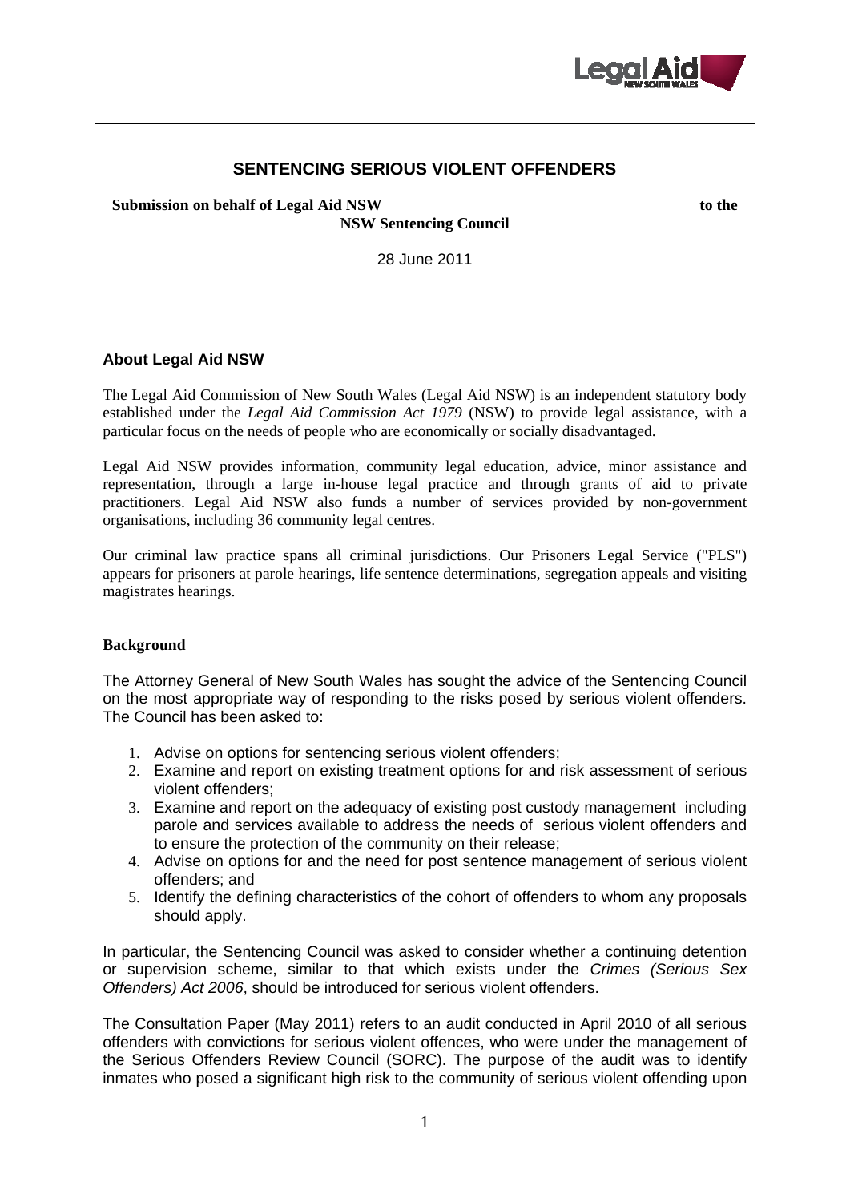# SENTENCING SERIOUS VIOLENT OFFENDERS

**Submission on behalf of Legal Aid NSW to the NSW Sentencing Council**

28 June 2011

## About Legal Aid NSW

The Legal Aid Commission of New South Wales (Legal Aid NSW) is an independent statutory body established under the *Legal Aid Commission Act 1979* (NSW) to provide legal assistance, with a particular focus on the needs of people who are economically or socially disadvantaged.

Legal Aid NSW provides information, community legal education, advice, minor assistance and representation, through a large in-house legal practice and through grants of aid to private practitioners. Legal Aid NSW also funds a number of services provided by non-government organisations, including 36 community legal centres.

Our criminal law practice spans all criminal jurisdictions. Our Prisoners Legal Service ("PLS") appears for prisoners at parole hearings, life sentence determinations, segregation appeals and visiting magistrates hearings.

## Background

The Attorney General of New South Wales has sought the advice of the Sentencing Council on the most appropriate way of responding to the risks posed by serious violent offenders. The Council has been asked to:

1. Advise on options for sentencing serious violent offenders;
2. Examine and report on existing treatment options for and risk assessment of serious violent offenders;
3. Examine and report on the adequacy of existing post custody management including parole and services available to address the needs of serious violent offenders and to ensure the protection of the community on their release;
4. Advise on options for and the need for post sentence management of serious violent offenders; and
5. Identify the defining characteristics of the cohort of offenders to whom any proposals should apply.

In particular, the Sentencing Council was asked to consider whether a continuing detention or supervision scheme, similar to that which exists under the *Crimes (Serious Sex Offenders) Act 2006*, should be introduced for serious violent offenders.

The Consultation Paper (May 2011) refers to an audit conducted in April 2010 of all serious offenders with convictions for serious violent offences, who were under the management of the Serious Offenders Review Council (SORC). The purpose of the audit was to identify inmates who posed a significant high risk to the community of serious violent offending upon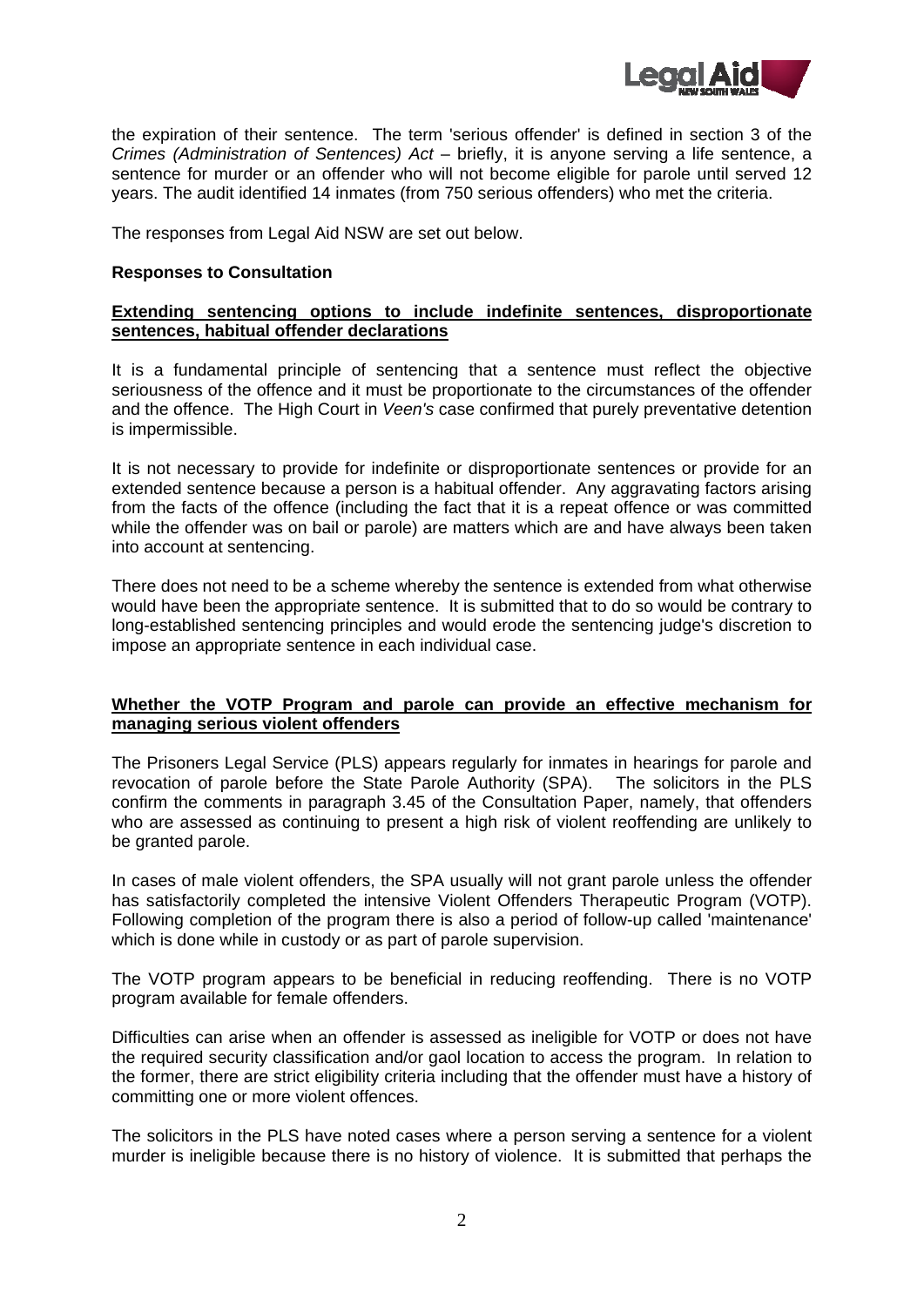the expiration of their sentence. The term 'serious offender' is defined in section 3 of the *Crimes (Administration of Sentences) Act* – briefly, it is anyone serving a life sentence, a sentence for murder or an offender who will not become eligible for parole until served 12 years. The audit identified 14 inmates (from 750 serious offenders) who met the criteria.

The responses from Legal Aid NSW are set out below.

**Responses to Consultation**

**Extending sentencing options to include indefinite sentences, disproportionate sentences, habitual offender declarations**

It is a fundamental principle of sentencing that a sentence must reflect the objective seriousness of the offence and it must be proportionate to the circumstances of the offender and the offence. The High Court in *Veen's* case confirmed that purely preventative detention is impermissible.

It is not necessary to provide for indefinite or disproportionate sentences or provide for an extended sentence because a person is a habitual offender. Any aggravating factors arising from the facts of the offence (including the fact that it is a repeat offence or was committed while the offender was on bail or parole) are matters which are and have always been taken into account at sentencing.

There does not need to be a scheme whereby the sentence is extended from what otherwise would have been the appropriate sentence. It is submitted that to do so would be contrary to long-established sentencing principles and would erode the sentencing judge's discretion to impose an appropriate sentence in each individual case.

**Whether the VOTP Program and parole can provide an effective mechanism for managing serious violent offenders**

The Prisoners Legal Service (PLS) appears regularly for inmates in hearings for parole and revocation of parole before the State Parole Authority (SPA). The solicitors in the PLS confirm the comments in paragraph 3.45 of the Consultation Paper, namely, that offenders who are assessed as continuing to present a high risk of violent reoffending are unlikely to be granted parole.

In cases of male violent offenders, the SPA usually will not grant parole unless the offender has satisfactorily completed the intensive Violent Offenders Therapeutic Program (VOTP). Following completion of the program there is also a period of follow-up called 'maintenance' which is done while in custody or as part of parole supervision.

The VOTP program appears to be beneficial in reducing reoffending. There is no VOTP program available for female offenders.

Difficulties can arise when an offender is assessed as ineligible for VOTP or does not have the required security classification and/or gaol location to access the program. In relation to the former, there are strict eligibility criteria including that the offender must have a history of committing one or more violent offences.

The solicitors in the PLS have noted cases where a person serving a sentence for a violent murder is ineligible because there is no history of violence. It is submitted that perhaps the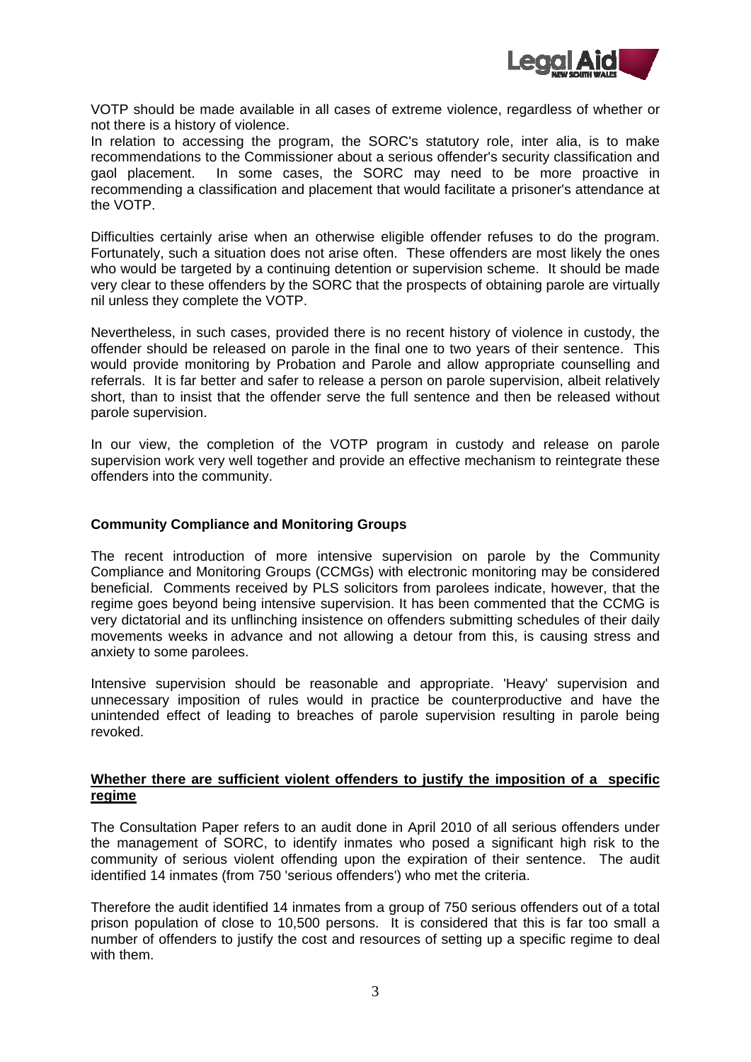VOTP should be made available in all cases of extreme violence, regardless of whether or not there is a history of violence.

In relation to accessing the program, the SORC's statutory role, inter alia, is to make recommendations to the Commissioner about a serious offender's security classification and gaol placement. In some cases, the SORC may need to be more proactive in recommending a classification and placement that would facilitate a prisoner's attendance at the VOTP.

Difficulties certainly arise when an otherwise eligible offender refuses to do the program. Fortunately, such a situation does not arise often. These offenders are most likely the ones who would be targeted by a continuing detention or supervision scheme. It should be made very clear to these offenders by the SORC that the prospects of obtaining parole are virtually nil unless they complete the VOTP.

Nevertheless, in such cases, provided there is no recent history of violence in custody, the offender should be released on parole in the final one to two years of their sentence. This would provide monitoring by Probation and Parole and allow appropriate counselling and referrals. It is far better and safer to release a person on parole supervision, albeit relatively short, than to insist that the offender serve the full sentence and then be released without parole supervision.

In our view, the completion of the VOTP program in custody and release on parole supervision work very well together and provide an effective mechanism to reintegrate these offenders into the community.

**Community Compliance and Monitoring Groups**

The recent introduction of more intensive supervision on parole by the Community Compliance and Monitoring Groups (CCMGs) with electronic monitoring may be considered beneficial. Comments received by PLS solicitors from parolees indicate, however, that the regime goes beyond being intensive supervision. It has been commented that the CCMG is very dictatorial and its unflinching insistence on offenders submitting schedules of their daily movements weeks in advance and not allowing a detour from this, is causing stress and anxiety to some parolees.

Intensive supervision should be reasonable and appropriate. 'Heavy' supervision and unnecessary imposition of rules would in practice be counterproductive and have the unintended effect of leading to breaches of parole supervision resulting in parole being revoked.

**Whether there are sufficient violent offenders to justify the imposition of a specific regime**

The Consultation Paper refers to an audit done in April 2010 of all serious offenders under the management of SORC, to identify inmates who posed a significant high risk to the community of serious violent offending upon the expiration of their sentence. The audit identified 14 inmates (from 750 'serious offenders') who met the criteria.

Therefore the audit identified 14 inmates from a group of 750 serious offenders out of a total prison population of close to 10,500 persons. It is considered that this is far too small a number of offenders to justify the cost and resources of setting up a specific regime to deal with them.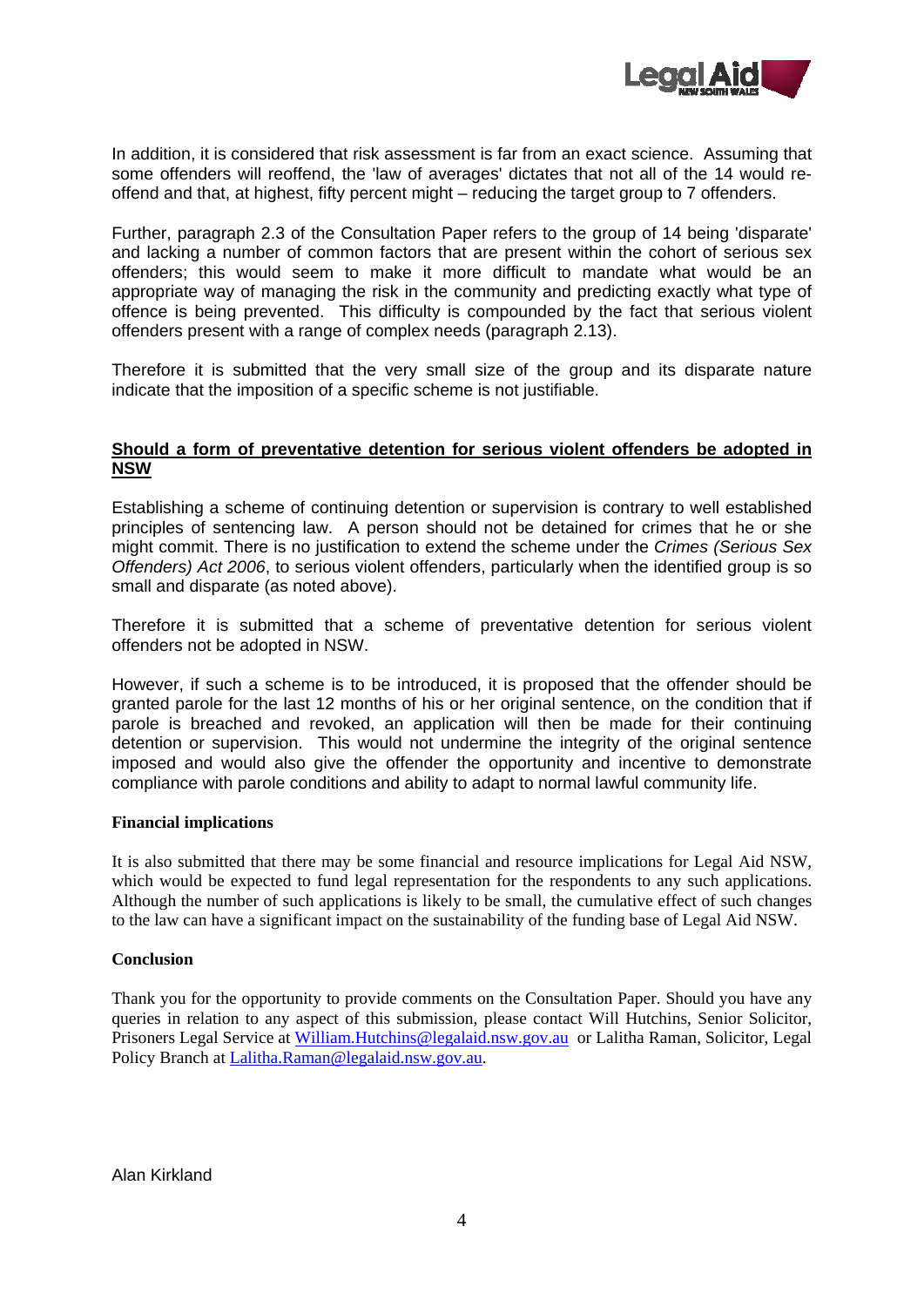In addition, it is considered that risk assessment is far from an exact science. Assuming that some offenders will reoffend, the 'law of averages' dictates that not all of the 14 would re-offend and that, at highest, fifty percent might – reducing the target group to 7 offenders.

Further, paragraph 2.3 of the Consultation Paper refers to the group of 14 being 'disparate' and lacking a number of common factors that are present within the cohort of serious sex offenders; this would seem to make it more difficult to mandate what would be an appropriate way of managing the risk in the community and predicting exactly what type of offence is being prevented. This difficulty is compounded by the fact that serious violent offenders present with a range of complex needs (paragraph 2.13).

Therefore it is submitted that the very small size of the group and its disparate nature indicate that the imposition of a specific scheme is not justifiable.

**Should a form of preventative detention for serious violent offenders be adopted in NSW**

Establishing a scheme of continuing detention or supervision is contrary to well established principles of sentencing law. A person should not be detained for crimes that he or she might commit. There is no justification to extend the scheme under the *Crimes (Serious Sex Offenders) Act 2006*, to serious violent offenders, particularly when the identified group is so small and disparate (as noted above).

Therefore it is submitted that a scheme of preventative detention for serious violent offenders not be adopted in NSW.

However, if such a scheme is to be introduced, it is proposed that the offender should be granted parole for the last 12 months of his or her original sentence, on the condition that if parole is breached and revoked, an application will then be made for their continuing detention or supervision. This would not undermine the integrity of the original sentence imposed and would also give the offender the opportunity and incentive to demonstrate compliance with parole conditions and ability to adapt to normal lawful community life.

**Financial implications**

It is also submitted that there may be some financial and resource implications for Legal Aid NSW, which would be expected to fund legal representation for the respondents to any such applications. Although the number of such applications is likely to be small, the cumulative effect of such changes to the law can have a significant impact on the sustainability of the funding base of Legal Aid NSW.

**Conclusion**

Thank you for the opportunity to provide comments on the Consultation Paper. Should you have any queries in relation to any aspect of this submission, please contact Will Hutchins, Senior Solicitor, Prisoners Legal Service at William.Hutchins@legalaid.nsw.gov.au or Lalitha Raman, Solicitor, Legal Policy Branch at Lalitha.Raman@legalaid.nsw.gov.au.

Alan Kirkland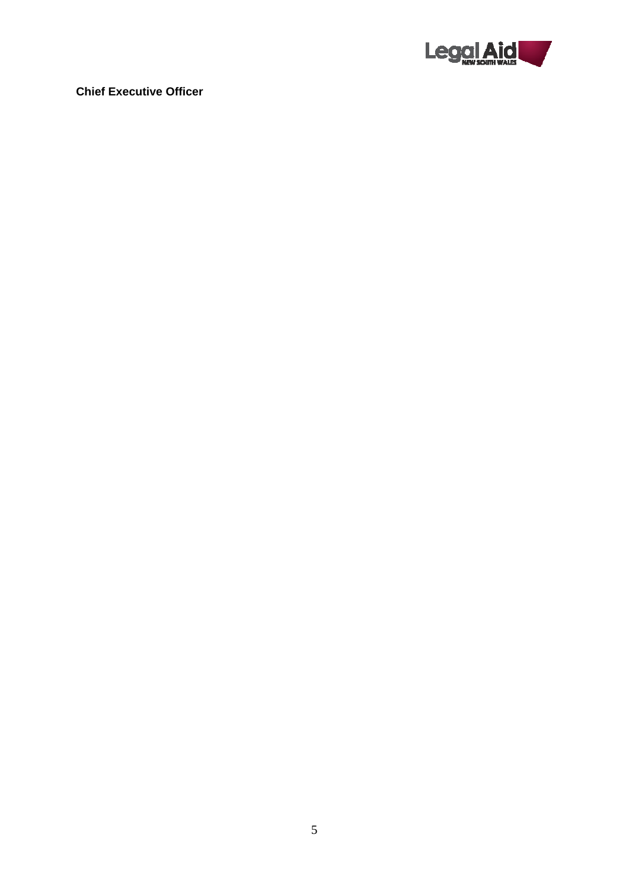**Chief Executive Officer**